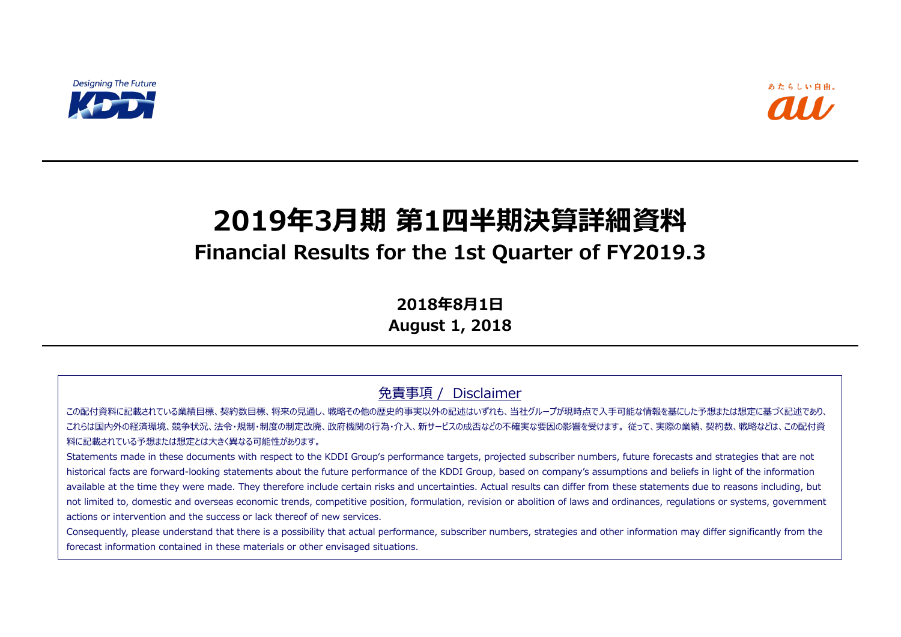Designing The Future

KDDI

あたらしい自由。

au

# 2019年3月期 第1四半期決算詳細資料

## Financial Results for the 1st Quarter of FY2019.3

**2018年8月1日**

**August 1, 2018**

### 免責事項 / Disclaimer

この配付資料に記載されている業績目標、契約数目標、将来の見通し、戦略その他の歴史的事実以外の記述はいずれも、当社グループが現時点で入手可能な情報を基にした予想または想定に基づく記述であり、これらは国内外の経済環境、競争状況、法令・規制・制度の制定改廃、政府機関の行為・介入、新サービスの成否などの不確実な要因の影響を受けます。従って、実際の業績、契約数、戦略などは、この配付資料に記載されている予想または想定とは大きく異なる可能性があります。

Statements made in these documents with respect to the KDDI Group's performance targets, projected subscriber numbers, future forecasts and strategies that are not historical facts are forward-looking statements about the future performance of the KDDI Group, based on company's assumptions and beliefs in light of the information available at the time they were made. They therefore include certain risks and uncertainties. Actual results can differ from these statements due to reasons including, but not limited to, domestic and overseas economic trends, competitive position, formulation, revision or abolition of laws and ordinances, regulations or systems, government actions or intervention and the success or lack thereof of new services.

Consequently, please understand that there is a possibility that actual performance, subscriber numbers, strategies and other information may differ significantly from the forecast information contained in these materials or other envisaged situations.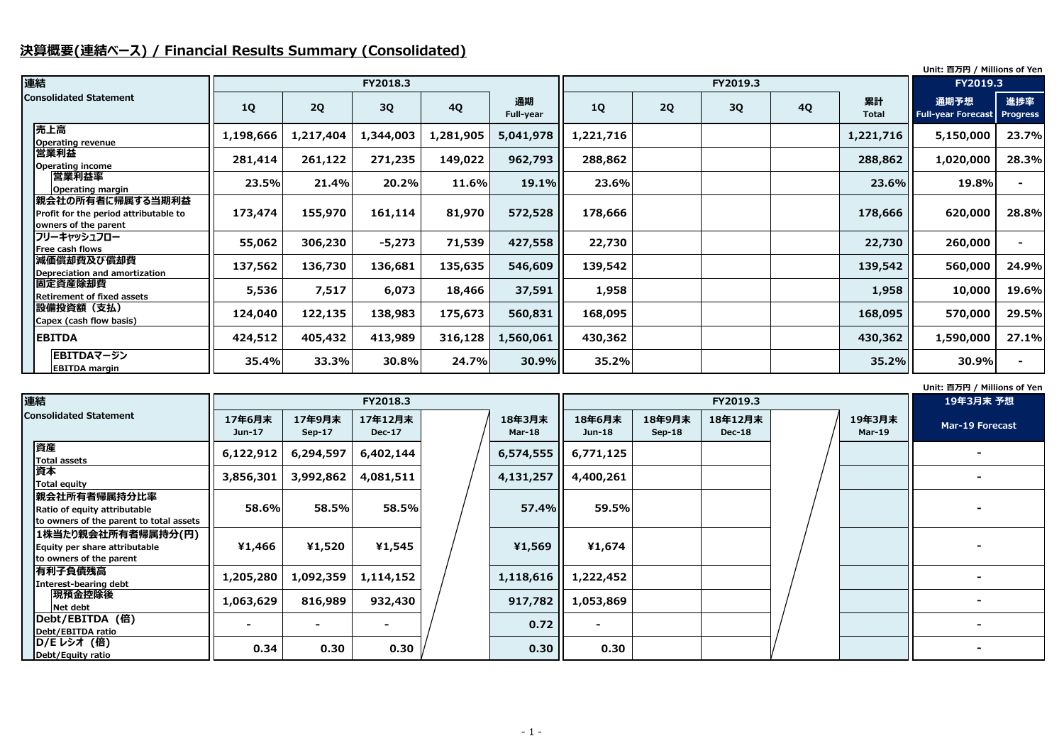# 決算概要(連結ベース) / Financial Results Summary (Consolidated)

Unit: 百万円 / Millions of Yen

| 連結<br>Consolidated Statement | FY2018.3 | | | | | FY2019.3 | | | | | FY2019.3 | |
|---|---|---|---|---|---|---|---|---|---|---|---|---|
| | 1Q | 2Q | 3Q | 4Q | 通期<br>Full-year | 1Q | 2Q | 3Q | 4Q | 累計<br>Total | 通期予想<br>Full-year Forecast | 進捗率<br>Progress |
| 売上高<br>Operating revenue | 1,198,666 | 1,217,404 | 1,344,003 | 1,281,905 | 5,041,978 | 1,221,716 | | | | 1,221,716 | 5,150,000 | 23.7% |
| 営業利益<br>Operating income | 281,414 | 261,122 | 271,235 | 149,022 | 962,793 | 288,862 | | | | 288,862 | 1,020,000 | 28.3% |
| 営業利益率<br>Operating margin | 23.5% | 21.4% | 20.2% | 11.6% | 19.1% | 23.6% | | | | 23.6% | 19.8% | - |
| 親会社の所有者に帰属する当期利益<br>Profit for the period attributable to owners of the parent | 173,474 | 155,970 | 161,114 | 81,970 | 572,528 | 178,666 | | | | 178,666 | 620,000 | 28.8% |
| フリーキャッシュフロー<br>Free cash flows | 55,062 | 306,230 | -5,273 | 71,539 | 427,558 | 22,730 | | | | 22,730 | 260,000 | - |
| 減価償却費及び償却費<br>Depreciation and amortization | 137,562 | 136,730 | 136,681 | 135,635 | 546,609 | 139,542 | | | | 139,542 | 560,000 | 24.9% |
| 固定資産除却費<br>Retirement of fixed assets | 5,536 | 7,517 | 6,073 | 18,466 | 37,591 | 1,958 | | | | 1,958 | 10,000 | 19.6% |
| 設備投資額（支払）<br>Capex (cash flow basis) | 124,040 | 122,135 | 138,983 | 175,673 | 560,831 | 168,095 | | | | 168,095 | 570,000 | 29.5% |
| EBITDA | 424,512 | 405,432 | 413,989 | 316,128 | 1,560,061 | 430,362 | | | | 430,362 | 1,590,000 | 27.1% |
| EBITDAマージン<br>EBITDA margin | 35.4% | 33.3% | 30.8% | 24.7% | 30.9% | 35.2% | | | | 35.2% | 30.9% | - |

Unit: 百万円 / Millions of Yen

| 連結<br>Consolidated Statement | FY2018.3 | | | | | FY2019.3 | | | | | 19年3月末 予想 |
|---|---|---|---|---|---|---|---|---|---|---|---|
| | 17年6月末<br>Jun-17 | 17年9月末<br>Sep-17 | 17年12月末<br>Dec-17 | | 18年3月末<br>Mar-18 | 18年6月末<br>Jun-18 | 18年9月末<br>Sep-18 | 18年12月末<br>Dec-18 | | 19年3月末<br>Mar-19 | Mar-19 Forecast |
| 資産<br>Total assets | 6,122,912 | 6,294,597 | 6,402,144 | | 6,574,555 | 6,771,125 | | | | | - |
| 資本<br>Total equity | 3,856,301 | 3,992,862 | 4,081,511 | | 4,131,257 | 4,400,261 | | | | | - |
| 親会社所有者帰属持分比率<br>Ratio of equity attributable to owners of the parent to total assets | 58.6% | 58.5% | 58.5% | | 57.4% | 59.5% | | | | | - |
| 1株当たり親会社所有者帰属持分(円)<br>Equity per share attributable to owners of the parent | ¥1,466 | ¥1,520 | ¥1,545 | | ¥1,569 | ¥1,674 | | | | | - |
| 有利子負債残高<br>Interest-bearing debt | 1,205,280 | 1,092,359 | 1,114,152 | | 1,118,616 | 1,222,452 | | | | | - |
| 現預金控除後<br>Net debt | 1,063,629 | 816,989 | 932,430 | | 917,782 | 1,053,869 | | | | | - |
| Debt/EBITDA（倍）<br>Debt/EBITDA ratio | - | - | - | | 0.72 | - | | | | | - |
| D/E レシオ（倍）<br>Debt/Equity ratio | 0.34 | 0.30 | 0.30 | | 0.30 | 0.30 | | | | | - |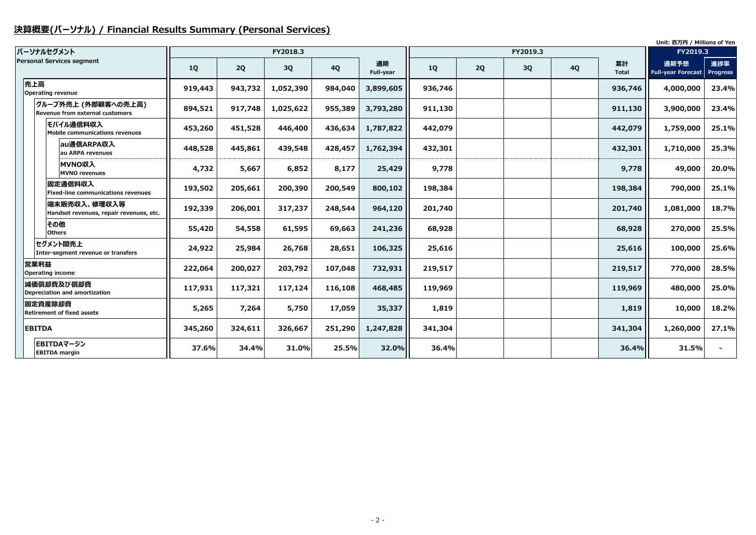## 決算概要(パーソナル) / Financial Results Summary (Personal Services)

Unit: 百万円 / Millions of Yen

| パーソナルセグメント Personal Services segment | FY2018.3 | | | | | FY2019.3 | | | | | FY2019.3 | |
|---|---|---|---|---|---|---|---|---|---|---|---|---|
| | 1Q | 2Q | 3Q | 4Q | 通期 Full-year | 1Q | 2Q | 3Q | 4Q | 累計 Total | 通期予想 Full-year Forecast | 進捗率 Progress |
| 売上高 Operating revenue | 919,443 | 943,732 | 1,052,390 | 984,040 | 3,899,605 | 936,746 | | | | 936,746 | 4,000,000 | 23.4% |
| グループ外売上 (外部顧客への売上高) Revenue from external customers | 894,521 | 917,748 | 1,025,622 | 955,389 | 3,793,280 | 911,130 | | | | 911,130 | 3,900,000 | 23.4% |
| モバイル通信料収入 Mobile communications revenues | 453,260 | 451,528 | 446,400 | 436,634 | 1,787,822 | 442,079 | | | | 442,079 | 1,759,000 | 25.1% |
| au通信ARPA収入 au ARPA revenues | 448,528 | 445,861 | 439,548 | 428,457 | 1,762,394 | 432,301 | | | | 432,301 | 1,710,000 | 25.3% |
| MVNO収入 MVNO revenues | 4,732 | 5,667 | 6,852 | 8,177 | 25,429 | 9,778 | | | | 9,778 | 49,000 | 20.0% |
| 固定通信料収入 Fixed-line communications revenues | 193,502 | 205,661 | 200,390 | 200,549 | 800,102 | 198,384 | | | | 198,384 | 790,000 | 25.1% |
| 端末販売収入、修理収入等 Handset revenues, repair revenues, etc. | 192,339 | 206,001 | 317,237 | 248,544 | 964,120 | 201,740 | | | | 201,740 | 1,081,000 | 18.7% |
| その他 Others | 55,420 | 54,558 | 61,595 | 69,663 | 241,236 | 68,928 | | | | 68,928 | 270,000 | 25.5% |
| セグメント間売上 Inter-segment revenue or transfers | 24,922 | 25,984 | 26,768 | 28,651 | 106,325 | 25,616 | | | | 25,616 | 100,000 | 25.6% |
| 営業利益 Operating income | 222,064 | 200,027 | 203,792 | 107,048 | 732,931 | 219,517 | | | | 219,517 | 770,000 | 28.5% |
| 減価償却費及び償却費 Depreciation and amortization | 117,931 | 117,321 | 117,124 | 116,108 | 468,485 | 119,969 | | | | 119,969 | 480,000 | 25.0% |
| 固定資産除却費 Retirement of fixed assets | 5,265 | 7,264 | 5,750 | 17,059 | 35,337 | 1,819 | | | | 1,819 | 10,000 | 18.2% |
| EBITDA | 345,260 | 324,611 | 326,667 | 251,290 | 1,247,828 | 341,304 | | | | 341,304 | 1,260,000 | 27.1% |
| EBITDAマージン EBITDA margin | 37.6% | 34.4% | 31.0% | 25.5% | 32.0% | 36.4% | | | | 36.4% | 31.5% | - |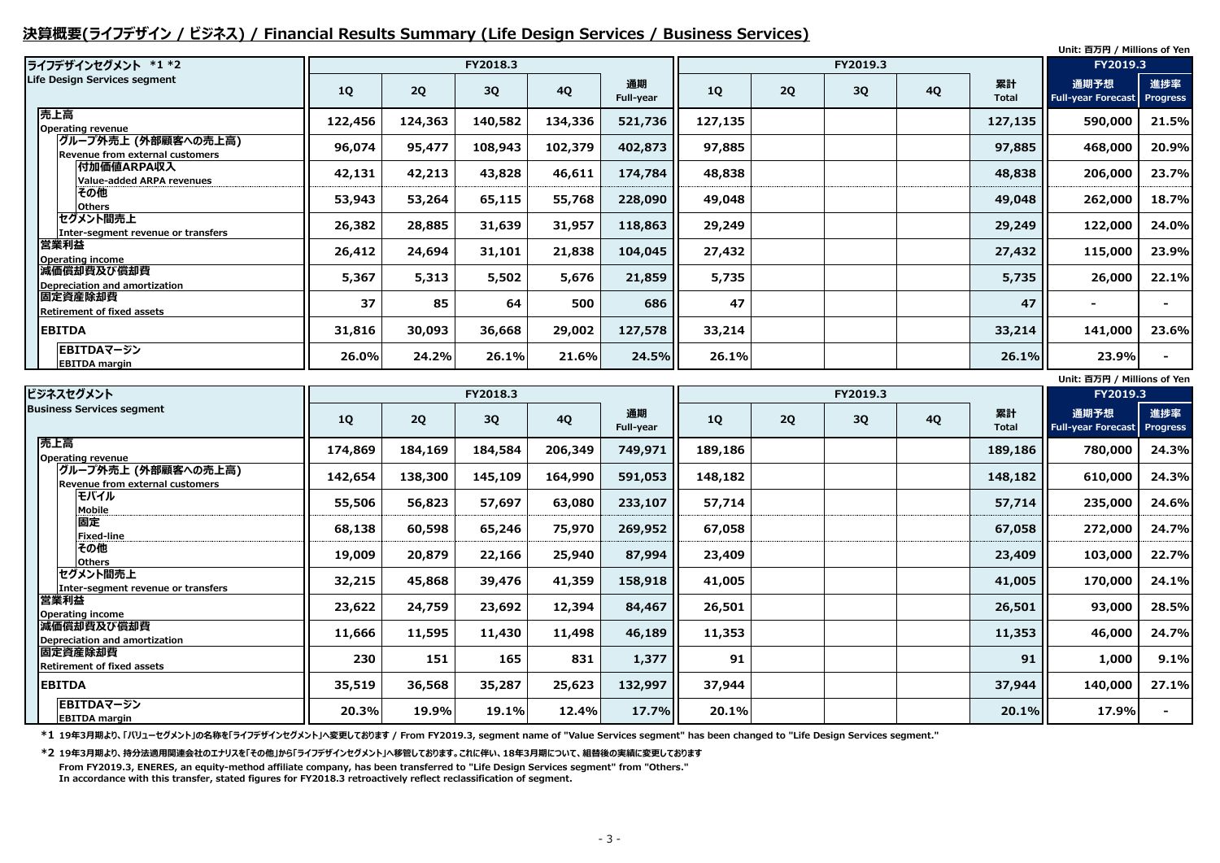## 決算概要(ライフデザイン / ビジネス) / Financial Results Summary (Life Design Services / Business Services)

Unit: 百万円 / Millions of Yen

| ライフデザインセグメント *1 *2 Life Design Services segment | FY2018.3 1Q | FY2018.3 2Q | FY2018.3 3Q | FY2018.3 4Q | FY2018.3 通期 Full-year | FY2019.3 1Q | FY2019.3 2Q | FY2019.3 3Q | FY2019.3 4Q | FY2019.3 累計 Total | FY2019.3 通期予想 Full-year Forecast | FY2019.3 進捗率 Progress |
|---|---|---|---|---|---|---|---|---|---|---|---|---|
| 売上高 Operating revenue | 122,456 | 124,363 | 140,582 | 134,336 | 521,736 | 127,135 | | | | 127,135 | 590,000 | 21.5% |
| グループ外売上 (外部顧客への売上高) Revenue from external customers | 96,074 | 95,477 | 108,943 | 102,379 | 402,873 | 97,885 | | | | 97,885 | 468,000 | 20.9% |
| 付加価値ARPA収入 Value-added ARPA revenues | 42,131 | 42,213 | 43,828 | 46,611 | 174,784 | 48,838 | | | | 48,838 | 206,000 | 23.7% |
| その他 Others | 53,943 | 53,264 | 65,115 | 55,768 | 228,090 | 49,048 | | | | 49,048 | 262,000 | 18.7% |
| セグメント間売上 Inter-segment revenue or transfers | 26,382 | 28,885 | 31,639 | 31,957 | 118,863 | 29,249 | | | | 29,249 | 122,000 | 24.0% |
| 営業利益 Operating income | 26,412 | 24,694 | 31,101 | 21,838 | 104,045 | 27,432 | | | | 27,432 | 115,000 | 23.9% |
| 減価償却費及び償却費 Depreciation and amortization | 5,367 | 5,313 | 5,502 | 5,676 | 21,859 | 5,735 | | | | 5,735 | 26,000 | 22.1% |
| 固定資産除却費 Retirement of fixed assets | 37 | 85 | 64 | 500 | 686 | 47 | | | | 47 | - | - |
| EBITDA | 31,816 | 30,093 | 36,668 | 29,002 | 127,578 | 33,214 | | | | 33,214 | 141,000 | 23.6% |
| EBITDAマージン EBITDA margin | 26.0% | 24.2% | 26.1% | 21.6% | 24.5% | 26.1% | | | | 26.1% | 23.9% | - |

Unit: 百万円 / Millions of Yen

| ビジネスセグメント Business Services segment | FY2018.3 1Q | FY2018.3 2Q | FY2018.3 3Q | FY2018.3 4Q | FY2018.3 通期 Full-year | FY2019.3 1Q | FY2019.3 2Q | FY2019.3 3Q | FY2019.3 4Q | FY2019.3 累計 Total | FY2019.3 通期予想 Full-year Forecast | FY2019.3 進捗率 Progress |
|---|---|---|---|---|---|---|---|---|---|---|---|---|
| 売上高 Operating revenue | 174,869 | 184,169 | 184,584 | 206,349 | 749,971 | 189,186 | | | | 189,186 | 780,000 | 24.3% |
| グループ外売上 (外部顧客への売上高) Revenue from external customers | 142,654 | 138,300 | 145,109 | 164,990 | 591,053 | 148,182 | | | | 148,182 | 610,000 | 24.3% |
| モバイル Mobile | 55,506 | 56,823 | 57,697 | 63,080 | 233,107 | 57,714 | | | | 57,714 | 235,000 | 24.6% |
| 固定 Fixed-line | 68,138 | 60,598 | 65,246 | 75,970 | 269,952 | 67,058 | | | | 67,058 | 272,000 | 24.7% |
| その他 Others | 19,009 | 20,879 | 22,166 | 25,940 | 87,994 | 23,409 | | | | 23,409 | 103,000 | 22.7% |
| セグメント間売上 Inter-segment revenue or transfers | 32,215 | 45,868 | 39,476 | 41,359 | 158,918 | 41,005 | | | | 41,005 | 170,000 | 24.1% |
| 営業利益 Operating income | 23,622 | 24,759 | 23,692 | 12,394 | 84,467 | 26,501 | | | | 26,501 | 93,000 | 28.5% |
| 減価償却費及び償却費 Depreciation and amortization | 11,666 | 11,595 | 11,430 | 11,498 | 46,189 | 11,353 | | | | 11,353 | 46,000 | 24.7% |
| 固定資産除却費 Retirement of fixed assets | 230 | 151 | 165 | 831 | 1,377 | 91 | | | | 91 | 1,000 | 9.1% |
| EBITDA | 35,519 | 36,568 | 35,287 | 25,623 | 132,997 | 37,944 | | | | 37,944 | 140,000 | 27.1% |
| EBITDAマージン EBITDA margin | 20.3% | 19.9% | 19.1% | 12.4% | 17.7% | 20.1% | | | | 20.1% | 17.9% | - |

*1 19年3月期より、「バリューセグメント」の名称を「ライフデザインセグメント」へ変更しております / From FY2019.3, segment name of "Value Services segment" has been changed to "Life Design Services segment."

*2 19年3月期より、持分法適用関連会社のエナリスを「その他」から「ライフデザインセグメント」へ移管しております。これに伴い、18年3月期について、組替後の実績に変更しております
From FY2019.3, ENERES, an equity-method affiliate company, has been transferred to "Life Design Services segment" from "Others."
In accordance with this transfer, stated figures for FY2018.3 retroactively reflect reclassification of segment.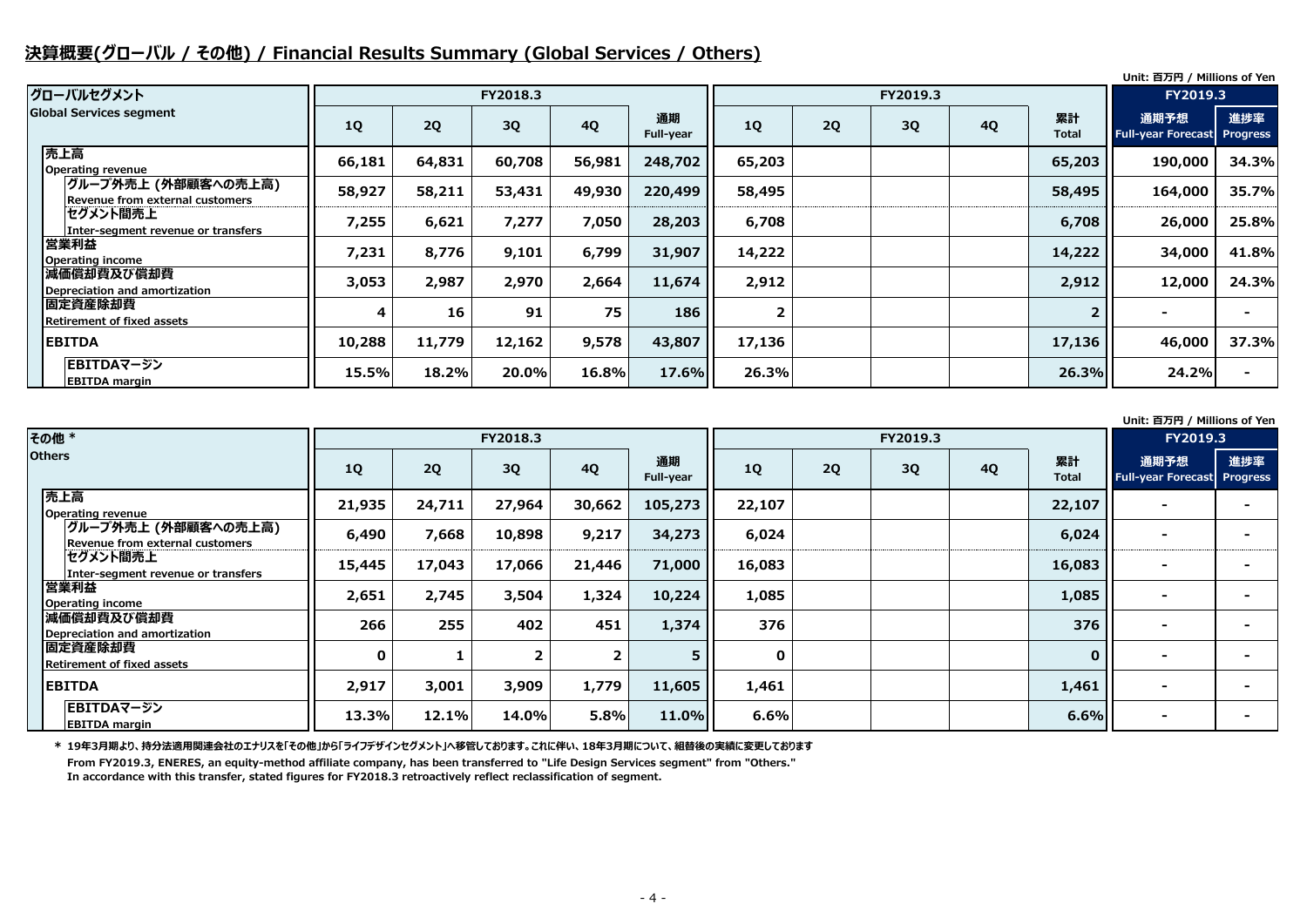## 決算概要(グローバル / その他) / Financial Results Summary (Global Services / Others)

Unit: 百万円 / Millions of Yen

| グローバルセグメント Global Services segment | FY2018.3 | | | | | FY2019.3 | | | | | FY2019.3 | |
|---|---|---|---|---|---|---|---|---|---|---|---|---|
| | 1Q | 2Q | 3Q | 4Q | 通期 Full-year | 1Q | 2Q | 3Q | 4Q | 累計 Total | 通期予想 Full-year Forecast | 進捗率 Progress |
| 売上高 Operating revenue | 66,181 | 64,831 | 60,708 | 56,981 | 248,702 | 65,203 | | | | 65,203 | 190,000 | 34.3% |
| グループ外売上 (外部顧客への売上高) Revenue from external customers | 58,927 | 58,211 | 53,431 | 49,930 | 220,499 | 58,495 | | | | 58,495 | 164,000 | 35.7% |
| セグメント間売上 Inter-segment revenue or transfers | 7,255 | 6,621 | 7,277 | 7,050 | 28,203 | 6,708 | | | | 6,708 | 26,000 | 25.8% |
| 営業利益 Operating income | 7,231 | 8,776 | 9,101 | 6,799 | 31,907 | 14,222 | | | | 14,222 | 34,000 | 41.8% |
| 減価償却費及び償却費 Depreciation and amortization | 3,053 | 2,987 | 2,970 | 2,664 | 11,674 | 2,912 | | | | 2,912 | 12,000 | 24.3% |
| 固定資産除却費 Retirement of fixed assets | 4 | 16 | 91 | 75 | 186 | 2 | | | | 2 | - | - |
| EBITDA | 10,288 | 11,779 | 12,162 | 9,578 | 43,807 | 17,136 | | | | 17,136 | 46,000 | 37.3% |
| EBITDAマージン EBITDA margin | 15.5% | 18.2% | 20.0% | 16.8% | 17.6% | 26.3% | | | | 26.3% | 24.2% | - |

Unit: 百万円 / Millions of Yen

| その他 * Others | FY2018.3 | | | | | FY2019.3 | | | | | FY2019.3 | |
|---|---|---|---|---|---|---|---|---|---|---|---|---|
| | 1Q | 2Q | 3Q | 4Q | 通期 Full-year | 1Q | 2Q | 3Q | 4Q | 累計 Total | 通期予想 Full-year Forecast | 進捗率 Progress |
| 売上高 Operating revenue | 21,935 | 24,711 | 27,964 | 30,662 | 105,273 | 22,107 | | | | 22,107 | - | - |
| グループ外売上 (外部顧客への売上高) Revenue from external customers | 6,490 | 7,668 | 10,898 | 9,217 | 34,273 | 6,024 | | | | 6,024 | - | - |
| セグメント間売上 Inter-segment revenue or transfers | 15,445 | 17,043 | 17,066 | 21,446 | 71,000 | 16,083 | | | | 16,083 | - | - |
| 営業利益 Operating income | 2,651 | 2,745 | 3,504 | 1,324 | 10,224 | 1,085 | | | | 1,085 | - | - |
| 減価償却費及び償却費 Depreciation and amortization | 266 | 255 | 402 | 451 | 1,374 | 376 | | | | 376 | - | - |
| 固定資産除却費 Retirement of fixed assets | 0 | 1 | 2 | 2 | 5 | 0 | | | | 0 | - | - |
| EBITDA | 2,917 | 3,001 | 3,909 | 1,779 | 11,605 | 1,461 | | | | 1,461 | - | - |
| EBITDAマージン EBITDA margin | 13.3% | 12.1% | 14.0% | 5.8% | 11.0% | 6.6% | | | | 6.6% | - | - |

\* 19年3月期より、持分法適用関連会社のエナリスを「その他」から「ライフデザインセグメント」へ移管しております。これに伴い、18年3月期について、組替後の実績に変更しております

From FY2019.3, ENERES, an equity-method affiliate company, has been transferred to "Life Design Services segment" from "Others."
In accordance with this transfer, stated figures for FY2018.3 retroactively reflect reclassification of segment.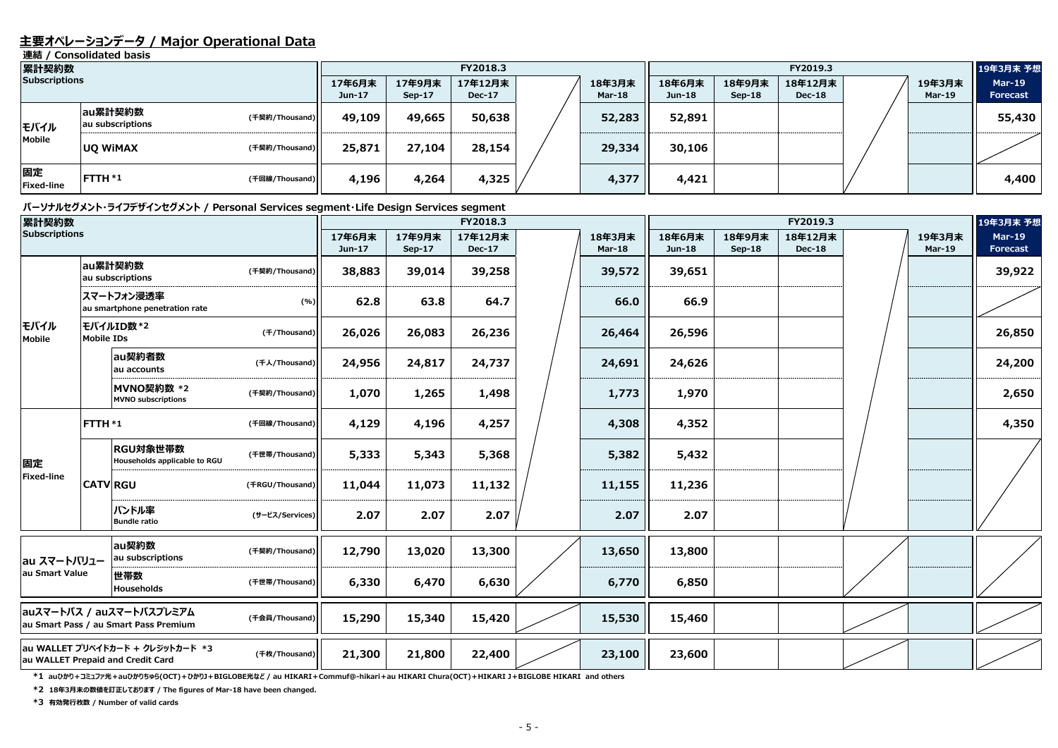## 主要オペレーションデータ / Major Operational Data

**連結 / Consolidated basis**

| 累計契約数 Subscriptions | | | 17年6月末 Jun-17 | 17年9月末 Sep-17 | 17年12月末 Dec-17 | | 18年3月末 Mar-18 | 18年6月末 Jun-18 | 18年9月末 Sep-18 | 18年12月末 Dec-18 | | 19年3月末 Mar-19 | 19年3月末 予想 Mar-19 Forecast |
|---|---|---|---|---|---|---|---|---|---|---|---|---|---|
| | | | FY2018.3 | | | | | FY2019.3 | | | | | |
| モバイル Mobile | au累計契約数 au subscriptions | (千契約/Thousand) | 49,109 | 49,665 | 50,638 | | 52,283 | 52,891 | | | | | 55,430 |
| | UQ WiMAX | (千契約/Thousand) | 25,871 | 27,104 | 28,154 | | 29,334 | 30,106 | | | | | |
| 固定 Fixed-line | FTTH *1 | (千回線/Thousand) | 4,196 | 4,264 | 4,325 | | 4,377 | 4,421 | | | | | 4,400 |

**パーソナルセグメント・ライフデザインセグメント / Personal Services segment・Life Design Services segment**

| 累計契約数 Subscriptions | | | | 17年6月末 Jun-17 | 17年9月末 Sep-17 | 17年12月末 Dec-17 | | 18年3月末 Mar-18 | 18年6月末 Jun-18 | 18年9月末 Sep-18 | 18年12月末 Dec-18 | | 19年3月末 Mar-19 | 19年3月末 予想 Mar-19 Forecast |
|---|---|---|---|---|---|---|---|---|---|---|---|---|---|---|
| | | | | FY2018.3 | | | | | FY2019.3 | | | | | |
| モバイル Mobile | au累計契約数 au subscriptions | | (千契約/Thousand) | 38,883 | 39,014 | 39,258 | | 39,572 | 39,651 | | | | | 39,922 |
| | スマートフォン浸透率 au smartphone penetration rate | | (%) | 62.8 | 63.8 | 64.7 | | 66.0 | 66.9 | | | | | |
| | モバイルID数 *2 Mobile IDs | | (千/Thousand) | 26,026 | 26,083 | 26,236 | | 26,464 | 26,596 | | | | | 26,850 |
| | | au契約者数 au accounts | (千人/Thousand) | 24,956 | 24,817 | 24,737 | | 24,691 | 24,626 | | | | | 24,200 |
| | | MVNO契約数 *2 MVNO subscriptions | (千契約/Thousand) | 1,070 | 1,265 | 1,498 | | 1,773 | 1,970 | | | | | 2,650 |
| 固定 Fixed-line | FTTH *1 | | (千回線/Thousand) | 4,129 | 4,196 | 4,257 | | 4,308 | 4,352 | | | | | 4,350 |
| | CATV | RGU対象世帯数 Households applicable to RGU | (千世帯/Thousand) | 5,333 | 5,343 | 5,368 | | 5,382 | 5,432 | | | | | |
| | | RGU | (千RGU/Thousand) | 11,044 | 11,073 | 11,132 | | 11,155 | 11,236 | | | | | |
| | | バンドル率 Bundle ratio | (サービス/Services) | 2.07 | 2.07 | 2.07 | | 2.07 | 2.07 | | | | | |
| au スマートバリュー au Smart Value | | au契約数 au subscriptions | (千契約/Thousand) | 12,790 | 13,020 | 13,300 | | 13,650 | 13,800 | | | | | |
| | | 世帯数 Households | (千世帯/Thousand) | 6,330 | 6,470 | 6,630 | | 6,770 | 6,850 | | | | | |
| auスマートパス / auスマートパスプレミアム au Smart Pass / au Smart Pass Premium | | | (千会員/Thousand) | 15,290 | 15,340 | 15,420 | | 15,530 | 15,460 | | | | | |
| au WALLET プリペイドカード + クレジットカード *3 au WALLET Prepaid and Credit Card | | | (千枚/Thousand) | 21,300 | 21,800 | 22,400 | | 23,100 | 23,600 | | | | | |

*1 auひかり+コミュファ光+auひかりちゅら(OCT)+ひかりJ+BIGLOBE光など / au HIKARI+Commuf@-hikari+au HIKARI Chura(OCT)+HIKARI J+BIGLOBE HIKARI and others

*2 18年3月末の数値を訂正しております / The figures of Mar-18 have been changed.

*3 有効発行枚数 / Number of valid cards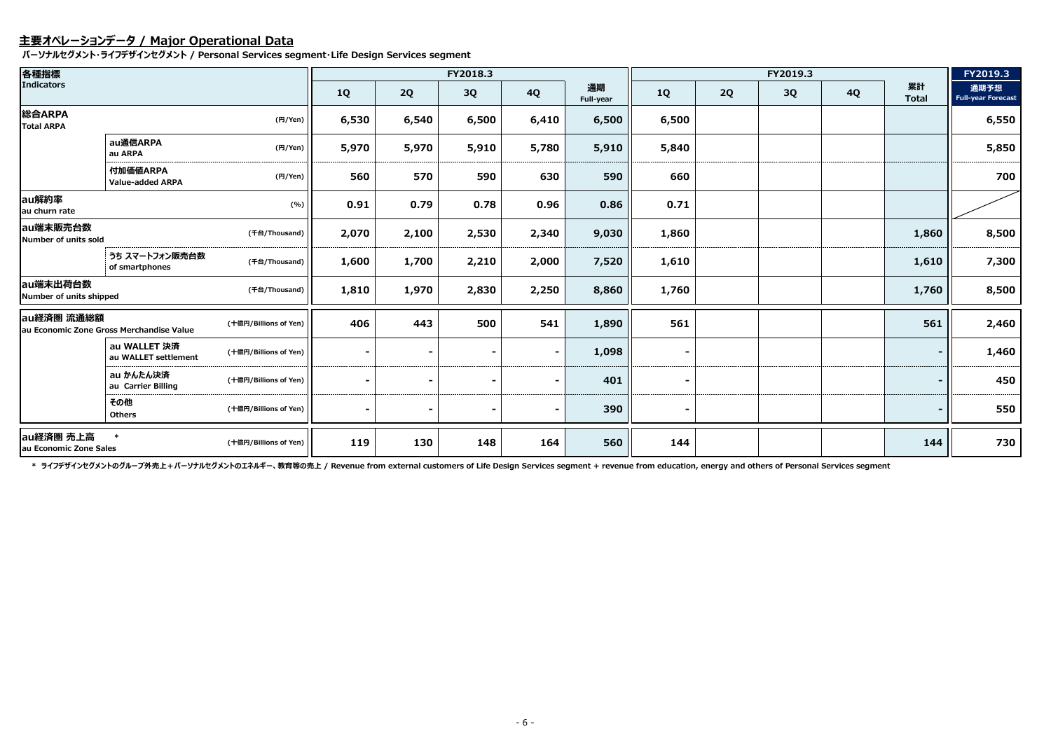## 主要オペレーションデータ / Major Operational Data

**パーソナルセグメント・ライフデザインセグメント / Personal Services segment･Life Design Services segment**

| 各種指標<br>Indicators | | | FY2018.3 | | | | | FY2019.3 | | | | | FY2019.3 |
|---|---|---|---|---|---|---|---|---|---|---|---|---|---|
| | | | 1Q | 2Q | 3Q | 4Q | 通期<br>Full-year | 1Q | 2Q | 3Q | 4Q | 累計<br>Total | 通期予想<br>Full-year Forecast |
| 総合ARPA<br>Total ARPA | | (円/Yen) | 6,530 | 6,540 | 6,500 | 6,410 | 6,500 | 6,500 | | | | | 6,550 |
| | au通信ARPA<br>au ARPA | (円/Yen) | 5,970 | 5,970 | 5,910 | 5,780 | 5,910 | 5,840 | | | | | 5,850 |
| | 付加価値ARPA<br>Value-added ARPA | (円/Yen) | 560 | 570 | 590 | 630 | 590 | 660 | | | | | 700 |
| au解約率<br>au churn rate | | (%) | 0.91 | 0.79 | 0.78 | 0.96 | 0.86 | 0.71 | | | | | |
| au端末販売台数<br>Number of units sold | | (千台/Thousand) | 2,070 | 2,100 | 2,530 | 2,340 | 9,030 | 1,860 | | | | 1,860 | 8,500 |
| | うち スマートフォン販売台数<br>of smartphones | (千台/Thousand) | 1,600 | 1,700 | 2,210 | 2,000 | 7,520 | 1,610 | | | | 1,610 | 7,300 |
| au端末出荷台数<br>Number of units shipped | | (千台/Thousand) | 1,810 | 1,970 | 2,830 | 2,250 | 8,860 | 1,760 | | | | 1,760 | 8,500 |
| au経済圏 流通総額<br>au Economic Zone Gross Merchandise Value | | (十億円/Billions of Yen) | 406 | 443 | 500 | 541 | 1,890 | 561 | | | | 561 | 2,460 |
| | au WALLET 決済<br>au WALLET settlement | (十億円/Billions of Yen) | - | - | - | - | 1,098 | - | | | | - | 1,460 |
| | au かんたん決済<br>au Carrier Billing | (十億円/Billions of Yen) | - | - | - | - | 401 | - | | | | - | 450 |
| | その他<br>Others | (十億円/Billions of Yen) | - | - | - | - | 390 | - | | | | - | 550 |
| au経済圏 売上高 *<br>au Economic Zone Sales | | (十億円/Billions of Yen) | 119 | 130 | 148 | 164 | 560 | 144 | | | | 144 | 730 |

* ライフデザインセグメントのグループ外売上＋パーソナルセグメントのエネルギー、教育等の売上 / Revenue from external customers of Life Design Services segment + revenue from education, energy and others of Personal Services segment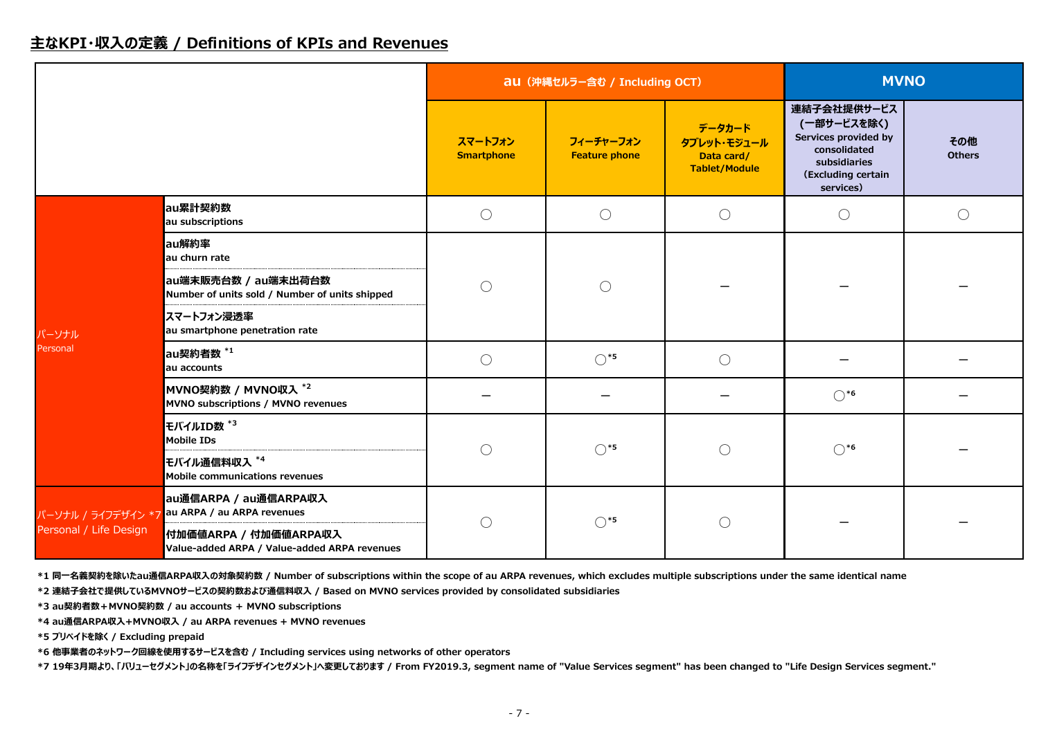## 主なKPI･収入の定義 / Definitions of KPIs and Revenues

| | | au（沖縄セルラー含む / Including OCT） | | | MVNO | |
|---|---|---|---|---|---|---|
| | | スマートフォン Smartphone | フィーチャーフォン Feature phone | データカード タブレット･モジュール Data card/ Tablet/Module | 連結子会社提供サービス（一部サービスを除く） Services provided by consolidated subsidiaries (Excluding certain services) | その他 Others |
| パーソナル Personal | au累計契約数 au subscriptions | ○ | ○ | ○ | ○ | ○ |
| | au解約率 au churn rate | ○ | ○ | — | — | — |
| | au端末販売台数 / au端末出荷台数 Number of units sold / Number of units shipped | ○ | ○ | — | — | — |
| | スマートフォン浸透率 au smartphone penetration rate | ○ | ○ | — | — | — |
| | au契約者数 [*1] au accounts | ○ | ○[*5] | ○ | — | — |
| | MVNO契約数 / MVNO収入 [*2] MVNO subscriptions / MVNO revenues | — | — | — | ○[*6] | — |
| | モバイルID数 [*3] Mobile IDs | ○ | ○[*5] | ○ | ○[*6] | — |
| | モバイル通信料収入 [*4] Mobile communications revenues | ○ | ○[*5] | ○ | ○[*6] | — |
| パーソナル / ライフデザイン [*7] Personal / Life Design | au通信ARPA / au通信ARPA収入 au ARPA / au ARPA revenues | ○ | ○[*5] | ○ | — | — |
| | 付加価値ARPA / 付加価値ARPA収入 Value-added ARPA / Value-added ARPA revenues | ○ | ○[*5] | ○ | — | — |

*1 同一名義契約を除いたau通信ARPA収入の対象契約数 / Number of subscriptions within the scope of au ARPA revenues, which excludes multiple subscriptions under the same identical name

*2 連結子会社で提供しているMVNOサービスの契約数および通信料収入 / Based on MVNO services provided by consolidated subsidiaries

*3 au契約者数+MVNO契約数 / au accounts + MVNO subscriptions

*4 au通信ARPA収入+MVNO収入 / au ARPA revenues + MVNO revenues

*5 プリペイドを除く / Excluding prepaid

*6 他事業者のネットワーク回線を使用するサービスを含む / Including services using networks of other operators

*7 19年3月期より、「バリューセグメント」の名称を「ライフデザインセグメント」へ変更しております / From FY2019.3, segment name of "Value Services segment" has been changed to "Life Design Services segment."